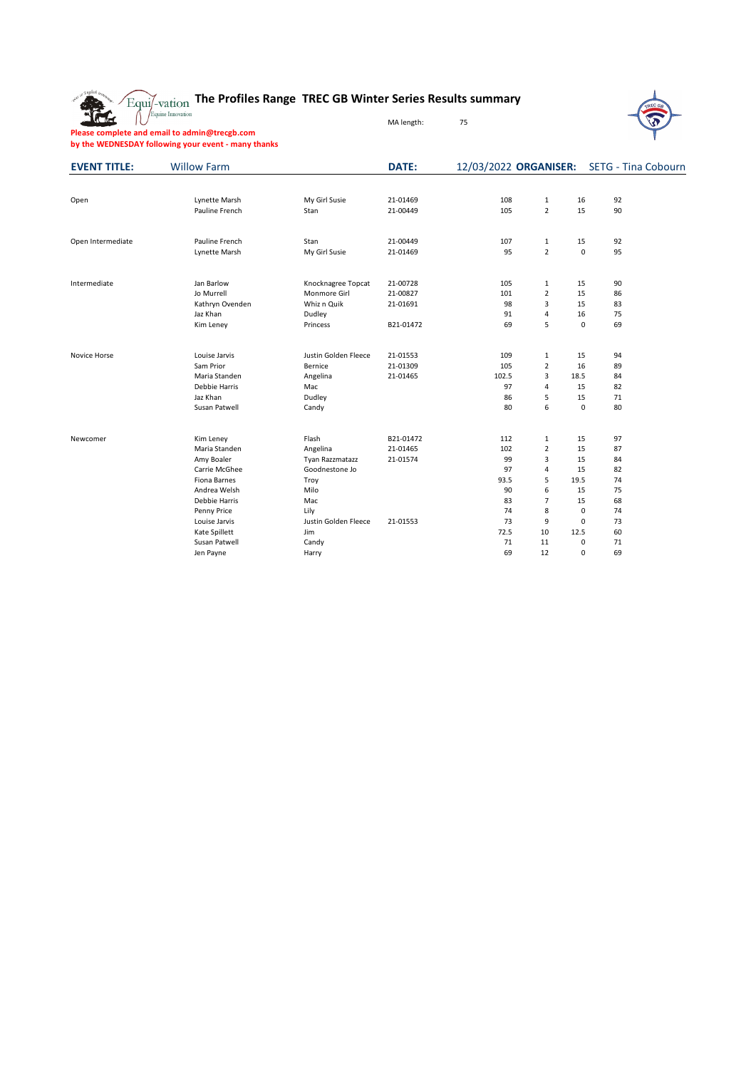# The Profiles Range TREC GB Winter Series Results summary

MA length: 75

**Please complete and email to admin@trecgb.com**
**by the WEDNESDAY following your event - many thanks**

**EVENT TITLE:** Willow Farm **DATE:** 12/03/2022 **ORGANISER:** SETG - Tina Cobourn

| Class | Rider | Horse | Number | | | | |
|---|---|---|---|---|---|---|---|
| Open | Lynette Marsh | My Girl Susie | 21-01469 | 108 | 1 | 16 | 92 |
| | Pauline French | Stan | 21-00449 | 105 | 2 | 15 | 90 |
| Open Intermediate | Pauline French | Stan | 21-00449 | 107 | 1 | 15 | 92 |
| | Lynette Marsh | My Girl Susie | 21-01469 | 95 | 2 | 0 | 95 |
| Intermediate | Jan Barlow | Knocknagree Topcat | 21-00728 | 105 | 1 | 15 | 90 |
| | Jo Murrell | Monmore Girl | 21-00827 | 101 | 2 | 15 | 86 |
| | Kathryn Ovenden | Whiz n Quik | 21-01691 | 98 | 3 | 15 | 83 |
| | Jaz Khan | Dudley | | 91 | 4 | 16 | 75 |
| | Kim Leney | Princess | B21-01472 | 69 | 5 | 0 | 69 |
| Novice Horse | Louise Jarvis | Justin Golden Fleece | 21-01553 | 109 | 1 | 15 | 94 |
| | Sam Prior | Bernice | 21-01309 | 105 | 2 | 16 | 89 |
| | Maria Standen | Angelina | 21-01465 | 102.5 | 3 | 18.5 | 84 |
| | Debbie Harris | Mac | | 97 | 4 | 15 | 82 |
| | Jaz Khan | Dudley | | 86 | 5 | 15 | 71 |
| | Susan Patwell | Candy | | 80 | 6 | 0 | 80 |
| Newcomer | Kim Leney | Flash | B21-01472 | 112 | 1 | 15 | 97 |
| | Maria Standen | Angelina | 21-01465 | 102 | 2 | 15 | 87 |
| | Amy Boaler | Tyan Razzmatazz | 21-01574 | 99 | 3 | 15 | 84 |
| | Carrie McGhee | Goodnestone Jo | | 97 | 4 | 15 | 82 |
| | Fiona Barnes | Troy | | 93.5 | 5 | 19.5 | 74 |
| | Andrea Welsh | Milo | | 90 | 6 | 15 | 75 |
| | Debbie Harris | Mac | | 83 | 7 | 15 | 68 |
| | Penny Price | Lily | | 74 | 8 | 0 | 74 |
| | Louise Jarvis | Justin Golden Fleece | 21-01553 | 73 | 9 | 0 | 73 |
| | Kate Spillett | Jim | | 72.5 | 10 | 12.5 | 60 |
| | Susan Patwell | Candy | | 71 | 11 | 0 | 71 |
| | Jen Payne | Harry | | 69 | 12 | 0 | 69 |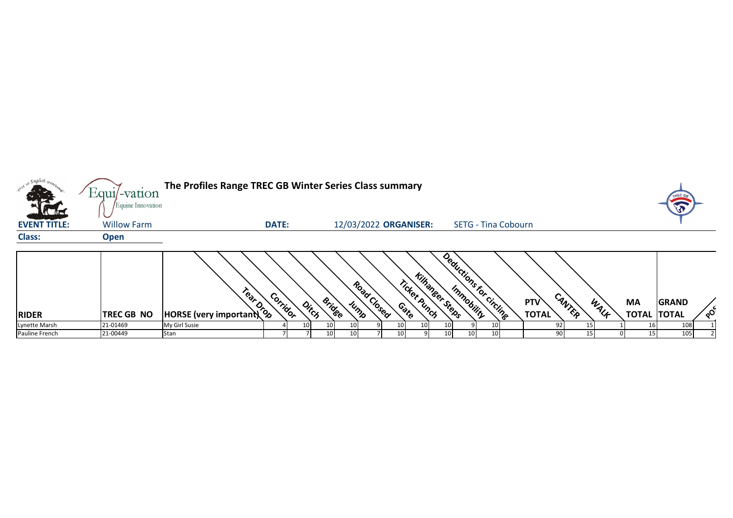# The Profiles Range TREC GB Winter Series Class summary

**EVENT TITLE:** Willow Farm **DATE:** 12/03/2022 **ORGANISER:** SETG - Tina Cobourn

**Class:** **Open**

| RIDER | TREC GB NO | HORSE (very important) | Tear Drop | Corridor | Ditch | Bridge | Jump | Road Closed | Gate | Ticket Punch | Kilhanger Steps | Immobility | Deductions for circling | PTV TOTAL | CANTER | WALK | MA TOTAL | GRAND TOTAL | POS |
|---|---|---|---|---|---|---|---|---|---|---|---|---|---|---|---|---|---|---|---|
| Lynette Marsh | 21-01469 | My Girl Susie | 4 | 10 | 10 | 10 | 9 | 10 | 10 | 10 | 9 | 10 | | 92 | 15 | 1 | 16 | 108 | 1 |
| Pauline French | 21-00449 | Stan | 7 | 7 | 10 | 10 | 7 | 10 | 9 | 10 | 10 | 10 | | 90 | 15 | 0 | 15 | 105 | 2 |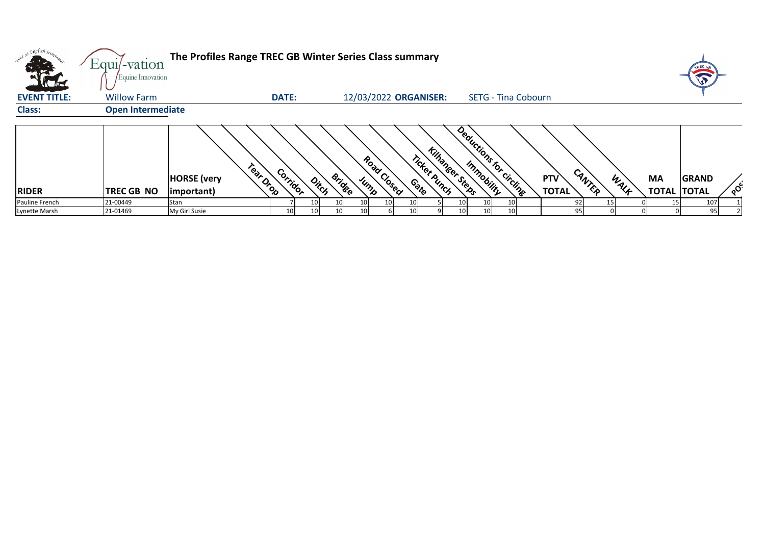# The Profiles Range TREC GB Winter Series Class summary

**EVENT TITLE:** Willow Farm **DATE:** 12/03/2022 **ORGANISER:** SETG - Tina Cobourn

**Class:** Open Intermediate

| RIDER | TREC GB NO | HORSE (very important) | Tear Drop | Corridor | Ditch | Bridge | Jump | Road Closed | Gate | Ticket Punch | Kilhanger Steps | Immobility | Deductions for circling | PTV TOTAL | CANTER | WALK | MA TOTAL | GRAND TOTAL | POS |
|---|---|---|---|---|---|---|---|---|---|---|---|---|---|---|---|---|---|---|---|
| Pauline French | 21-00449 | Stan | 7 | 10 | 10 | 10 | 10 | 10 | 5 | 10 | 10 | 10 | | 92 | 15 | 0 | 15 | 107 | 1 |
| Lynette Marsh | 21-01469 | My Girl Susie | 10 | 10 | 10 | 10 | 6 | 10 | 9 | 10 | 10 | 10 | | 95 | 0 | 0 | 0 | 95 | 2 |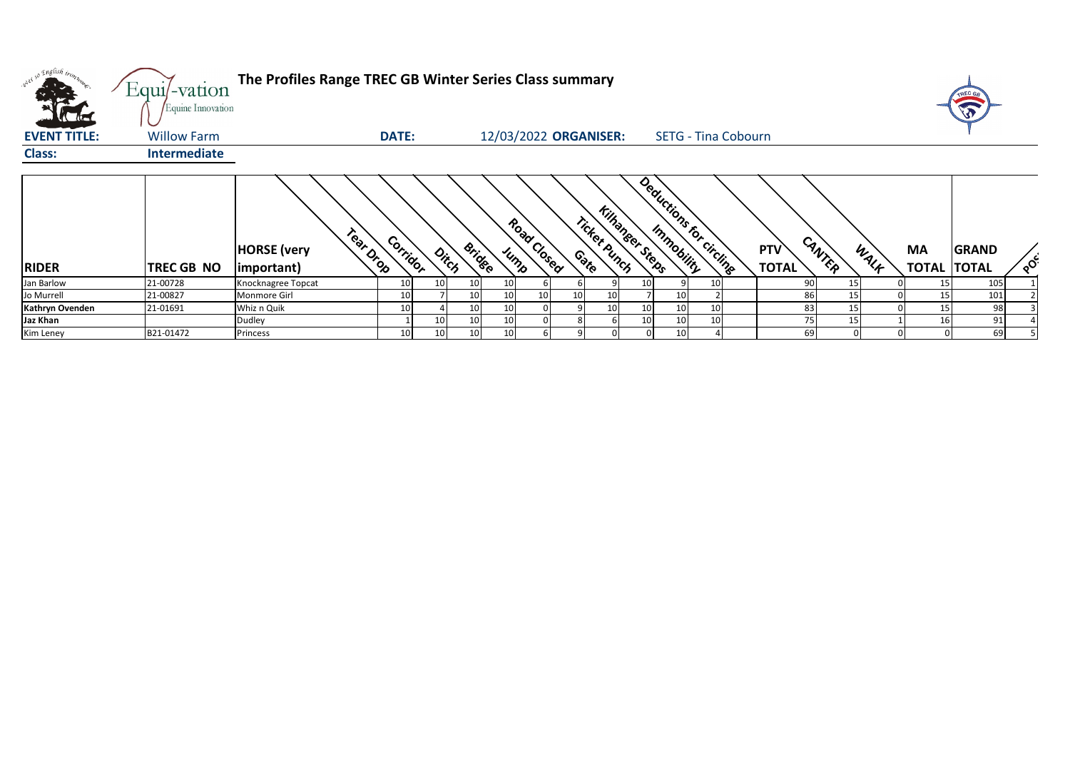# The Profiles Range TREC GB Winter Series Class summary

**EVENT TITLE:** Willow Farm **DATE:** 12/03/2022 **ORGANISER:** SETG - Tina Cobourn

**Class:** Intermediate

| RIDER | TREC GB NO | HORSE (very important) | Tear Drop | Corridor | Ditch | Bridge | Jump | Road Closed | Gate | Ticket Punch | Kilhanger Steps | Immobility | Deductions for circling | PTV TOTAL | CANTER | WALK | MA TOTAL | GRAND TOTAL | POS |
|---|---|---|---|---|---|---|---|---|---|---|---|---|---|---|---|---|---|---|---|
| Jan Barlow | 21-00728 | Knocknagree Topcat | 10 | 10 | 10 | 10 | 6 | 6 | 9 | 10 | 9 | 10 | | 90 | 15 | 0 | 15 | 105 | 1 |
| Jo Murrell | 21-00827 | Monmore Girl | 10 | 7 | 10 | 10 | 10 | 10 | 10 | 7 | 10 | 2 | | 86 | 15 | 0 | 15 | 101 | 2 |
| **Kathryn Ovenden** | 21-01691 | Whiz n Quik | 10 | 4 | 10 | 10 | 0 | 9 | 10 | 10 | 10 | 10 | | 83 | 15 | 0 | 15 | 98 | 3 |
| **Jaz Khan** | | Dudley | 1 | 10 | 10 | 10 | 0 | 8 | 6 | 10 | 10 | 10 | | 75 | 15 | 1 | 16 | 91 | 4 |
| Kim Leney | B21-01472 | Princess | 10 | 10 | 10 | 10 | 6 | 9 | 0 | | 10 | 4 | | 69 | 0 | 0 | 0 | 69 | 5 |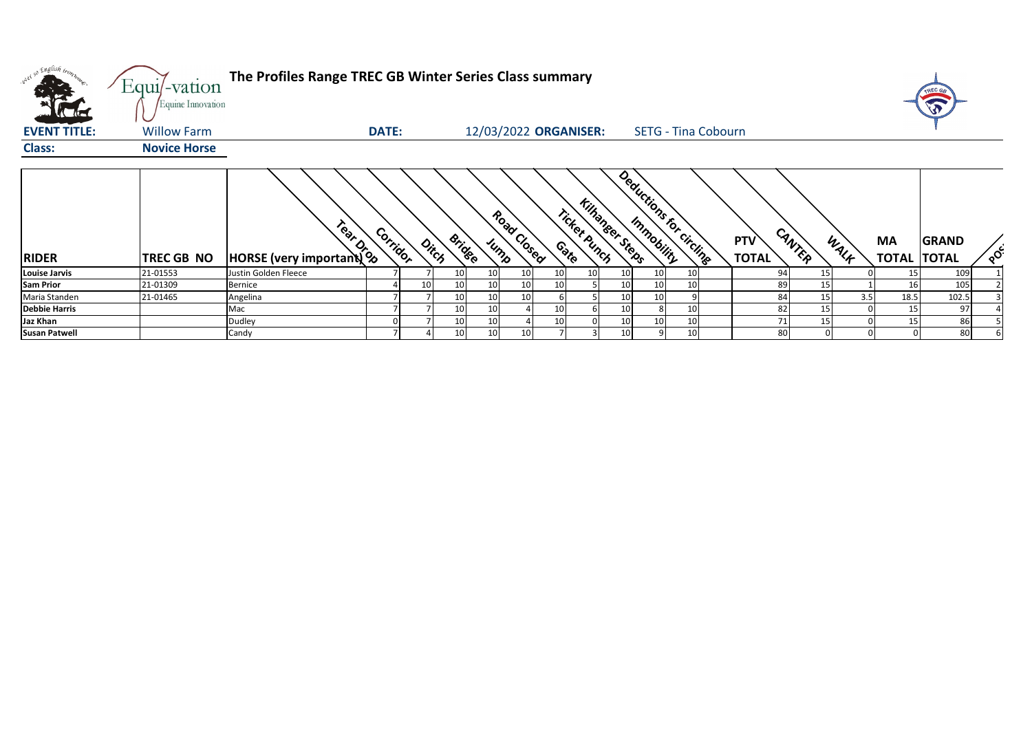# The Profiles Range TREC GB Winter Series Class summary

**EVENT TITLE:** Willow Farm **DATE:** 12/03/2022 **ORGANISER:** SETG - Tina Cobourn

**Class:** Novice Horse

| RIDER | TREC GB NO | HORSE (very important) | Tear Drop | Corridor | Ditch | Bridge | Jump | Road Closed | Gate | Ticket Punch | Kilhanger Steps | Immobility | Deductions for circling | PTV TOTAL | CANTER | WALK | MA TOTAL | GRAND TOTAL | POS |
|---|---|---|---|---|---|---|---|---|---|---|---|---|---|---|---|---|---|---|---|
| Louise Jarvis | 21-01553 | Justin Golden Fleece | 7 | 7 | 10 | 10 | 10 | 10 | 10 | 10 | 10 | 10 | | 94 | 15 | 0 | 15 | 109 | 1 |
| Sam Prior | 21-01309 | Bernice | 4 | 10 | 10 | 10 | 10 | 10 | 5 | 10 | 10 | 10 | | 89 | 15 | 1 | 16 | 105 | 2 |
| Maria Standen | 21-01465 | Angelina | 7 | 7 | 10 | 10 | 10 | 6 | 5 | 10 | 10 | 9 | | 84 | 15 | 3.5 | 18.5 | 102.5 | 3 |
| Debbie Harris | | Mac | 7 | 7 | 10 | 10 | 4 | 10 | 6 | 10 | 8 | 10 | | 82 | 15 | 0 | 15 | 97 | 4 |
| Jaz Khan | | Dudley | 0 | 7 | 10 | 10 | 4 | 10 | 0 | 10 | 10 | 10 | | 71 | 15 | 0 | 15 | 86 | 5 |
| Susan Patwell | | Candy | 7 | 4 | 10 | 10 | 10 | 7 | 3 | 10 | 9 | 10 | | 80 | 0 | 0 | 0 | 80 | 6 |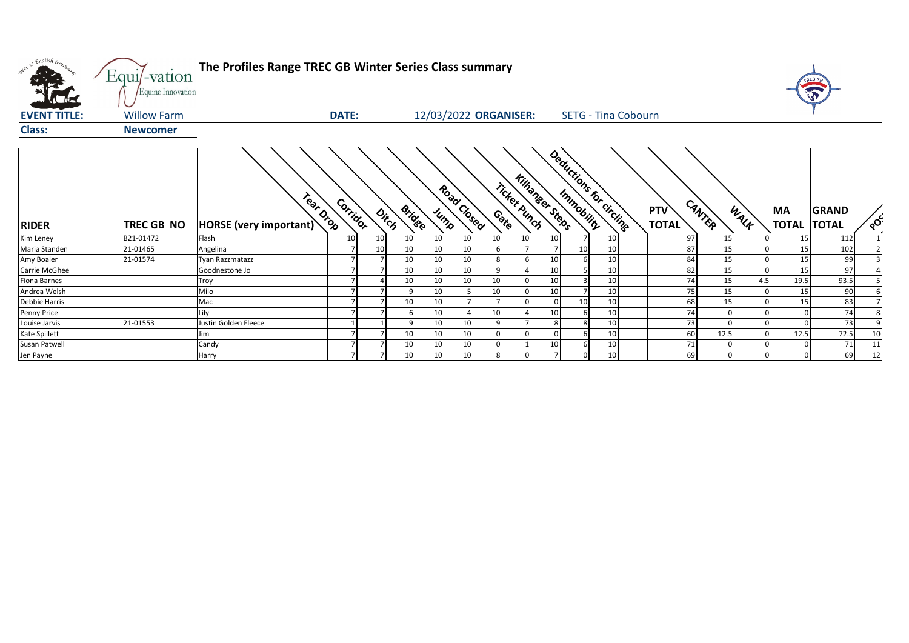# The Profiles Range TREC GB Winter Series Class summary

**EVENT TITLE:** Willow Farm **DATE:** 12/03/2022 **ORGANISER:** SETG - Tina Cobourn

**Class:** Newcomer

| RIDER | TREC GB NO | HORSE (very important) | Tear Drop | Corridor | Ditch | Bridge | Jump | Road Closed | Gate | Ticket Punch | Kilhanger Steps | Immobility | Deductions for circling | PTV TOTAL | CANTER | WALK | MA TOTAL | GRAND TOTAL | POS |
|---|---|---|---|---|---|---|---|---|---|---|---|---|---|---|---|---|---|---|---|
| Kim Leney | B21-01472 | Flash | 10 | 10 | 10 | 10 | 10 | 10 | 10 | 10 | 7 | 10 | | 97 | 15 | 0 | 15 | 112 | 1 |
| Maria Standen | 21-01465 | Angelina | 7 | 10 | 10 | 10 | 10 | 6 | 7 | 7 | 10 | 10 | | 87 | 15 | 0 | 15 | 102 | 2 |
| Amy Boaler | 21-01574 | Tyan Razzmatazz | 7 | 7 | 10 | 10 | 10 | 8 | 6 | 10 | 6 | 10 | | 84 | 15 | 0 | 15 | 99 | 3 |
| Carrie McGhee | | Goodnestone Jo | 7 | 7 | 10 | 10 | 10 | 9 | 4 | 10 | 5 | 10 | | 82 | 15 | 0 | 15 | 97 | 4 |
| Fiona Barnes | | Troy | 7 | 4 | 10 | 10 | 10 | 10 | 0 | 10 | 3 | 10 | | 74 | 15 | 4.5 | 19.5 | 93.5 | 5 |
| Andrea Welsh | | Milo | 7 | 7 | 9 | 10 | 5 | 10 | 0 | 10 | 7 | 10 | | 75 | 15 | 0 | 15 | 90 | 6 |
| Debbie Harris | | Mac | 7 | 7 | 10 | 10 | 7 | 7 | 0 | 0 | 10 | 10 | | 68 | 15 | 0 | 15 | 83 | 7 |
| Penny Price | | Lily | 7 | 7 | 6 | 10 | 4 | 10 | 4 | 10 | 6 | 10 | | 74 | 0 | 0 | 0 | 74 | 8 |
| Louise Jarvis | 21-01553 | Justin Golden Fleece | 1 | 1 | 9 | 10 | 10 | 9 | 7 | 8 | 8 | 10 | | 73 | 0 | 0 | 0 | 73 | 9 |
| Kate Spillett | | Jim | 7 | 7 | 10 | 10 | 10 | 0 | 0 | 0 | 6 | 10 | | 60 | 12.5 | 0 | 12.5 | 72.5 | 10 |
| Susan Patwell | | Candy | 7 | 7 | 10 | 10 | 10 | 0 | 1 | 10 | 6 | 10 | | 71 | 0 | 0 | 0 | 71 | 11 |
| Jen Payne | | Harry | 7 | 7 | 10 | 10 | 10 | 8 | 0 | 7 | 0 | 10 | | 69 | 0 | 0 | 0 | 69 | 12 |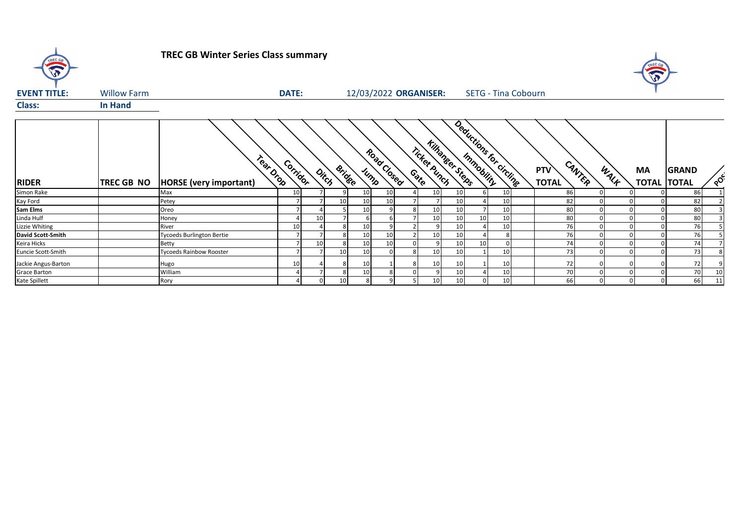# TREC GB Winter Series Class summary

**EVENT TITLE:** Willow Farm **DATE:** 12/03/2022 **ORGANISER:** SETG - Tina Cobourn

**Class:** In Hand

| RIDER | TREC GB NO | HORSE (very important) | Tear Drop | Corridor | Ditch | Bridge | Jump | Road Closed | Gate | Ticket Punch | Kilhanger Steps | Immobility | Deductions for circling | PTV TOTAL | CANTER | WALK | MA TOTAL | GRAND TOTAL | POS |
|---|---|---|---|---|---|---|---|---|---|---|---|---|---|---|---|---|---|---|---|
| Simon Rake | | Max | 10 | 7 | 9 | 10 | 10 | 4 | 10 | 10 | 6 | 10 | 86 | 0 | 0 | 0 | 86 | 1 |
| Kay Ford | | Petey | 7 | 7 | 10 | 10 | 10 | 7 | 7 | 10 | 4 | 10 | 82 | 0 | 0 | 0 | 82 | 2 |
| **Sam Elms** | | Oreo | 7 | 4 | 5 | 10 | 9 | 8 | 10 | 10 | 7 | 10 | 80 | 0 | 0 | 0 | 80 | 3 |
| Linda Hulf | | Honey | 4 | 10 | 7 | 6 | 6 | 7 | 10 | 10 | 10 | 10 | 80 | 0 | 0 | 0 | 80 | 3 |
| Lizzie Whiting | | River | 10 | 4 | 8 | 10 | 9 | 2 | 9 | 10 | 4 | 10 | 76 | 0 | 0 | 0 | 76 | 5 |
| **David Scott-Smith** | | Tycoeds Burlington Bertie | 7 | 7 | 8 | 10 | 10 | 2 | 10 | 10 | 4 | 8 | 76 | 0 | 0 | 0 | 76 | 5 |
| Keira Hicks | | Betty | 7 | 10 | 8 | 10 | 10 | 0 | 9 | 10 | 10 | 0 | 74 | 0 | 0 | 0 | 74 | 7 |
| Euncie Scott-Smith | | Tycoeds Rainbow Rooster | 7 | 7 | 10 | 10 | 0 | 8 | 10 | 10 | 1 | 10 | 73 | 0 | 0 | 0 | 73 | 8 |
| Jackie Angus-Barton | | Hugo | 10 | 4 | 8 | 10 | 1 | 8 | 10 | 10 | 1 | 10 | 72 | 0 | 0 | 0 | 72 | 9 |
| Grace Barton | | William | 4 | 7 | 8 | 10 | 8 | 0 | 9 | 10 | 4 | 10 | 70 | 0 | 0 | 0 | 70 | 10 |
| Kate Spillett | | Rory | 4 | 0 | 10 | 8 | 9 | 5 | 10 | 10 | 0 | 10 | 66 | 0 | 0 | 0 | 66 | 11 |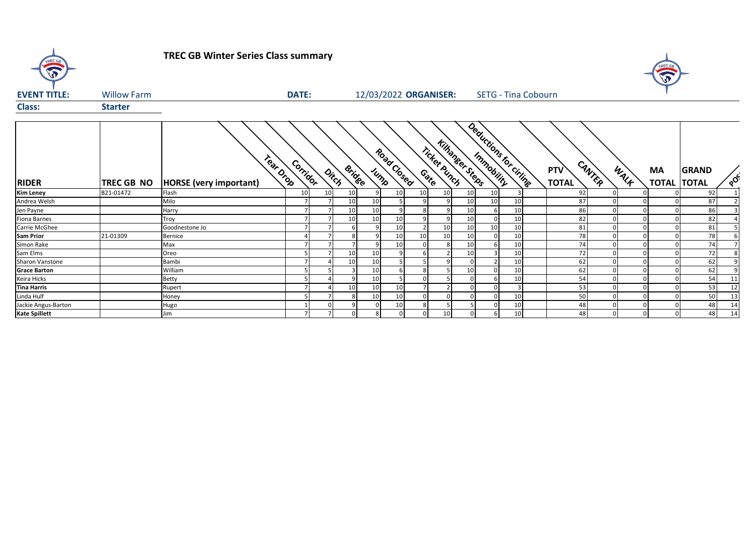# TREC GB Winter Series Class summary

**EVENT TITLE:** Willow Farm **DATE:** 12/03/2022 **ORGANISER:** SETG - Tina Cobourn

**Class:** **Starter**

| RIDER | TREC GB NO | HORSE (very important) | Tear Drop | Corridor | Ditch | Bridge | Jump | Road Closed | Gate | Ticket Punch | Kilhanger Steps | Immobility | Deductions for circling | PTV TOTAL | CANTER | WALK | MA TOTAL | GRAND TOTAL | POS |
|---|---|---|---|---|---|---|---|---|---|---|---|---|---|---|---|---|---|---|---|
| **Kim Leney** | B21-01472 | Flash | 10 | 10 | 10 | 9 | 10 | 10 | 10 | 10 | 10 | 3 | 92 | 0 | 0 | 0 | 92 | 1 |
| Andrea Welsh | | Milo | 7 | 7 | 10 | 10 | 5 | 9 | 9 | 10 | 10 | 10 | 87 | 0 | 0 | 0 | 87 | 2 |
| Jen Payne | | Harry | 7 | 7 | 10 | 10 | 9 | 8 | 9 | 10 | 6 | 10 | 86 | 0 | 0 | 0 | 86 | 3 |
| Fiona Barnes | | Troy | 7 | 7 | 10 | 10 | 10 | 9 | 9 | 10 | 0 | 10 | 82 | 0 | 0 | 0 | 82 | 4 |
| Carrie McGhee | | Goodnestone Jo | 7 | 7 | 6 | 9 | 10 | 2 | 10 | 10 | 10 | 10 | 81 | 0 | 0 | 0 | 81 | 5 |
| **Sam Prior** | 21-01309 | Bernice | 4 | 7 | 8 | 9 | 10 | 10 | 10 | 10 | 0 | 10 | 78 | 0 | 0 | 0 | 78 | 6 |
| Simon Rake | | Max | 7 | 7 | 7 | 9 | 10 | 0 | 8 | 10 | 6 | 10 | 74 | 0 | 0 | 0 | 74 | 7 |
| Sam Elms | | Oreo | 5 | 7 | 10 | 10 | 9 | 6 | 2 | 10 | 3 | 10 | 72 | 0 | 0 | 0 | 72 | 8 |
| Sharon Vanstone | | Bambi | 7 | 4 | 10 | 10 | 5 | 5 | 9 | 0 | 2 | 10 | 62 | 0 | 0 | 0 | 62 | 9 |
| **Grace Barton** | | William | 5 | 5 | 3 | 10 | 6 | 8 | 5 | 10 | 0 | 10 | 62 | 0 | 0 | 0 | 62 | 9 |
| Keira Hicks | | Betty | 5 | 4 | 9 | 10 | 5 | 0 | 5 | 0 | 6 | 10 | 54 | 0 | 0 | 0 | 54 | 11 |
| **Tina Harris** | | Rupert | 7 | 4 | 10 | 10 | 10 | 7 | 2 | 0 | 0 | 3 | 53 | 0 | 0 | 0 | 53 | 12 |
| Linda Hulf | | Honey | 5 | 7 | 8 | 10 | 10 | 0 | 0 | 0 | 0 | 10 | 50 | 0 | 0 | 0 | 50 | 13 |
| Jackie Angus-Barton | | Hugo | 1 | 0 | 9 | 0 | 10 | 8 | 5 | 5 | 0 | 10 | 48 | 0 | 0 | 0 | 48 | 14 |
| **Kate Spillett** | | Jim | 7 | 7 | 0 | 8 | 0 | 0 | 10 | 0 | 6 | 10 | 48 | 0 | 0 | 0 | 48 | 14 |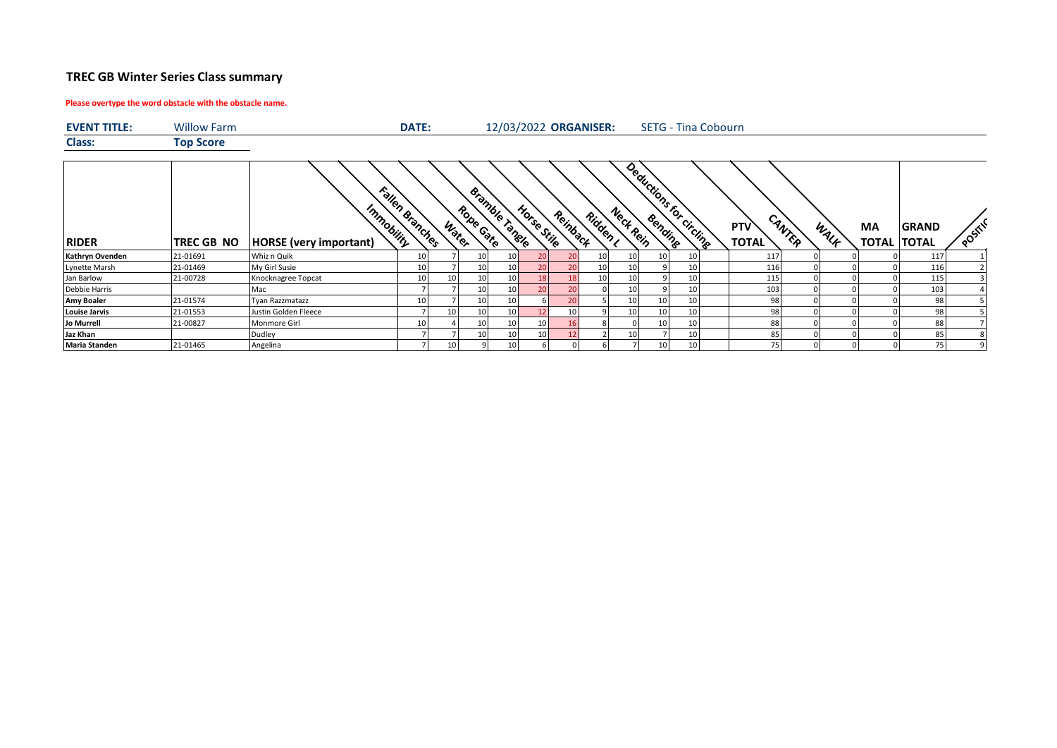## TREC GB Winter Series Class summary

**Please overtype the word obstacle with the obstacle name.**

**EVENT TITLE:** Willow Farm **DATE:** 12/03/2022 **ORGANISER:** SETG - Tina Cobourn

**Class:** **Top Score**

| RIDER | TREC GB NO | HORSE (very important) | Immobility | Fallen Branches | Water | Rope Gate | Bramble Tangle | Horse Stile | Reinback | Ridden L | Neck Rein | Bending | Deductions for circling | PTV TOTAL | CANTER | WALK | MA TOTAL | GRAND TOTAL | POSITIO |
|---|---|---|---|---|---|---|---|---|---|---|---|---|---|---|---|---|---|---|---|
| **Kathryn Ovenden** | 21-01691 | Whiz n Quik | 10 | 7 | 10 | 10 | 20 | 20 | 10 | 10 | 10 | 10 | | 117 | 0 | 0 | 0 | 117 | 1 |
| Lynette Marsh | 21-01469 | My Girl Susie | 10 | 7 | 10 | 10 | 20 | 20 | 10 | 10 | 9 | 10 | | 116 | 0 | 0 | 0 | 116 | 2 |
| Jan Barlow | 21-00728 | Knocknagree Topcat | 10 | 10 | 10 | 10 | 18 | 18 | 10 | 10 | 9 | 10 | | 115 | 0 | 0 | 0 | 115 | 3 |
| Debbie Harris | | Mac | 7 | 7 | 10 | 10 | 20 | 20 | 0 | 10 | 9 | 10 | | 103 | 0 | 0 | 0 | 103 | 4 |
| **Amy Boaler** | 21-01574 | Tyan Razzmatazz | 10 | 7 | 10 | 10 | 6 | 20 | 5 | 10 | 10 | 10 | | 98 | 0 | 0 | 0 | 98 | 5 |
| **Louise Jarvis** | 21-01553 | Justin Golden Fleece | 7 | 10 | 10 | 10 | 12 | 10 | 9 | 10 | 10 | 10 | | 98 | 0 | 0 | 0 | 98 | 5 |
| **Jo Murrell** | 21-00827 | Monmore Girl | 10 | 4 | 10 | 10 | 10 | 16 | 8 | 0 | 10 | 10 | | 88 | 0 | 0 | 0 | 88 | 7 |
| **Jaz Khan** | | Dudley | 7 | 7 | 10 | 10 | 10 | 12 | 2 | 10 | 7 | 10 | | 85 | 0 | 0 | 0 | 85 | 8 |
| **Maria Standen** | 21-01465 | Angelina | 7 | 10 | 9 | 10 | 6 | 0 | 6 | 7 | 10 | 10 | | 75 | 0 | 0 | 0 | 75 | 9 |